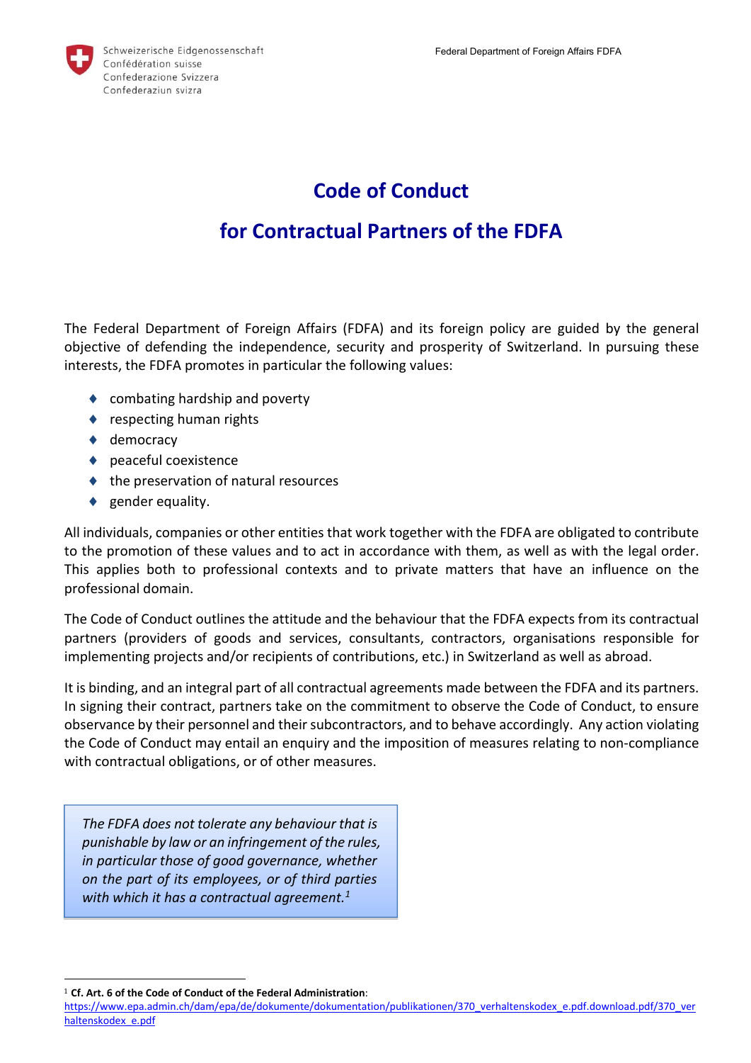Schweizerische Eidgenossenschaft
Confédération suisse
Confederazione Svizzera
Confederaziun svizra

Federal Department of Foreign Affairs FDFA

# Code of Conduct

# for Contractual Partners of the FDFA

The Federal Department of Foreign Affairs (FDFA) and its foreign policy are guided by the general objective of defending the independence, security and prosperity of Switzerland. In pursuing these interests, the FDFA promotes in particular the following values:

- combating hardship and poverty
- respecting human rights
- democracy
- peaceful coexistence
- the preservation of natural resources
- gender equality.

All individuals, companies or other entities that work together with the FDFA are obligated to contribute to the promotion of these values and to act in accordance with them, as well as with the legal order. This applies both to professional contexts and to private matters that have an influence on the professional domain.

The Code of Conduct outlines the attitude and the behaviour that the FDFA expects from its contractual partners (providers of goods and services, consultants, contractors, organisations responsible for implementing projects and/or recipients of contributions, etc.) in Switzerland as well as abroad.

It is binding, and an integral part of all contractual agreements made between the FDFA and its partners. In signing their contract, partners take on the commitment to observe the Code of Conduct, to ensure observance by their personnel and their subcontractors, and to behave accordingly. Any action violating the Code of Conduct may entail an enquiry and the imposition of measures relating to non-compliance with contractual obligations, or of other measures.

> *The FDFA does not tolerate any behaviour that is punishable by law or an infringement of the rules, in particular those of good governance, whether on the part of its employees, or of third parties with which it has a contractual agreement.*[1]

---

[1] **Cf. Art. 6 of the Code of Conduct of the Federal Administration**: https://www.epa.admin.ch/dam/epa/de/dokumente/dokumentation/publikationen/370_verhaltenskodex_e.pdf.download.pdf/370_verhaltenskodex_e.pdf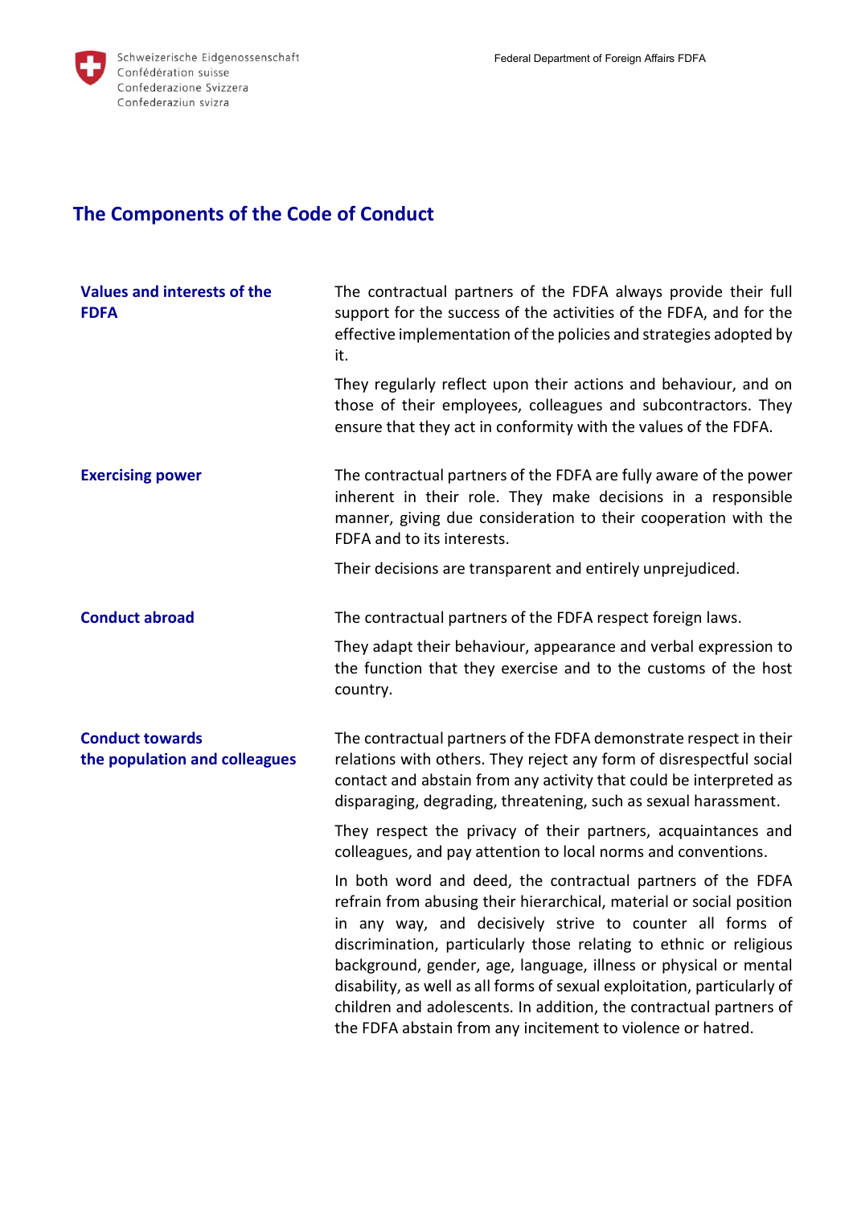## The Components of the Code of Conduct

### Values and interests of the FDFA

The contractual partners of the FDFA always provide their full support for the success of the activities of the FDFA, and for the effective implementation of the policies and strategies adopted by it.

They regularly reflect upon their actions and behaviour, and on those of their employees, colleagues and subcontractors. They ensure that they act in conformity with the values of the FDFA.

### Exercising power

The contractual partners of the FDFA are fully aware of the power inherent in their role. They make decisions in a responsible manner, giving due consideration to their cooperation with the FDFA and to its interests.

Their decisions are transparent and entirely unprejudiced.

### Conduct abroad

The contractual partners of the FDFA respect foreign laws.

They adapt their behaviour, appearance and verbal expression to the function that they exercise and to the customs of the host country.

### Conduct towards the population and colleagues

The contractual partners of the FDFA demonstrate respect in their relations with others. They reject any form of disrespectful social contact and abstain from any activity that could be interpreted as disparaging, degrading, threatening, such as sexual harassment.

They respect the privacy of their partners, acquaintances and colleagues, and pay attention to local norms and conventions.

In both word and deed, the contractual partners of the FDFA refrain from abusing their hierarchical, material or social position in any way, and decisively strive to counter all forms of discrimination, particularly those relating to ethnic or religious background, gender, age, language, illness or physical or mental disability, as well as all forms of sexual exploitation, particularly of children and adolescents. In addition, the contractual partners of the FDFA abstain from any incitement to violence or hatred.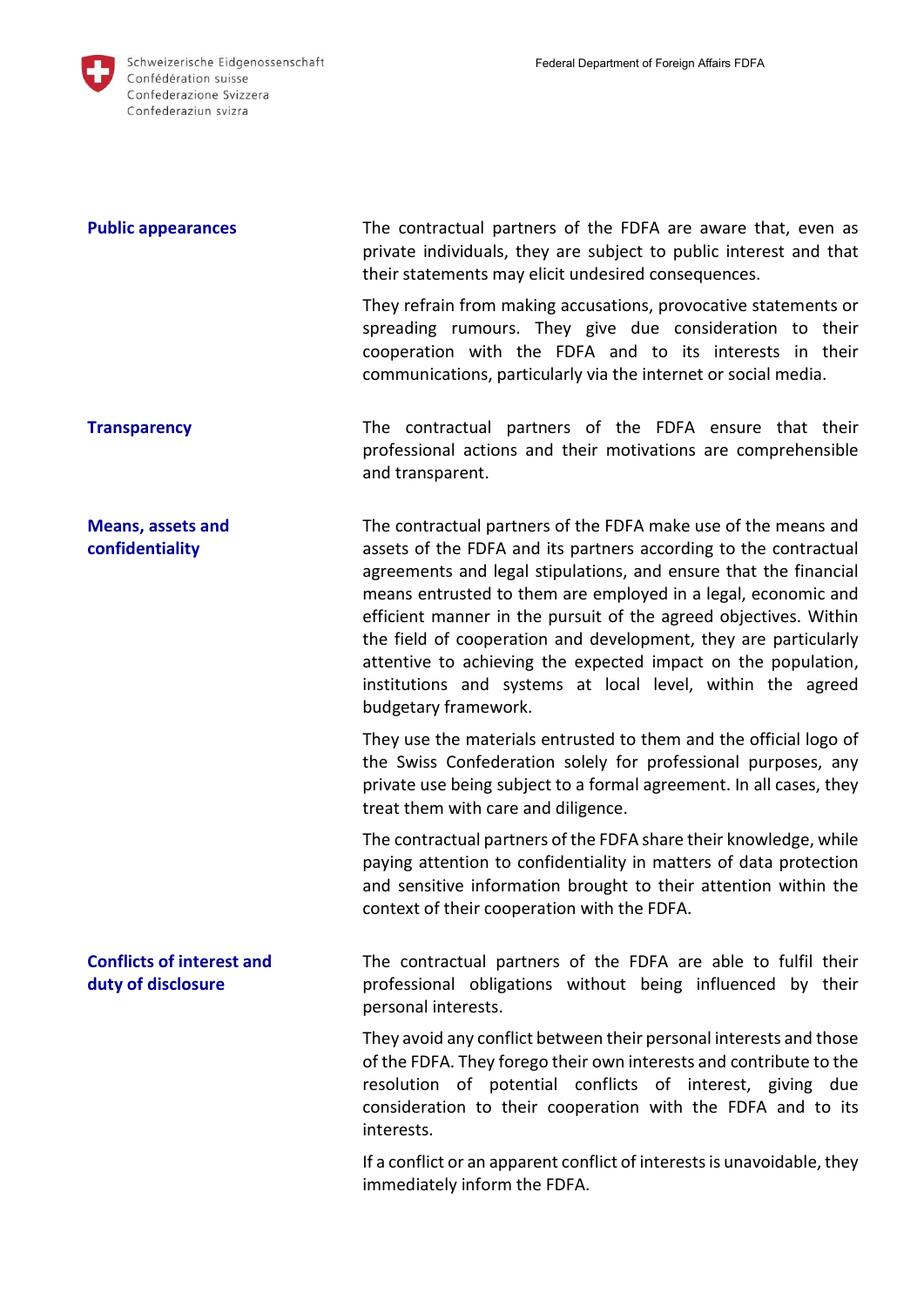### Public appearances

The contractual partners of the FDFA are aware that, even as private individuals, they are subject to public interest and that their statements may elicit undesired consequences.

They refrain from making accusations, provocative statements or spreading rumours. They give due consideration to their cooperation with the FDFA and to its interests in their communications, particularly via the internet or social media.

### Transparency

The contractual partners of the FDFA ensure that their professional actions and their motivations are comprehensible and transparent.

### Means, assets and confidentiality

The contractual partners of the FDFA make use of the means and assets of the FDFA and its partners according to the contractual agreements and legal stipulations, and ensure that the financial means entrusted to them are employed in a legal, economic and efficient manner in the pursuit of the agreed objectives. Within the field of cooperation and development, they are particularly attentive to achieving the expected impact on the population, institutions and systems at local level, within the agreed budgetary framework.

They use the materials entrusted to them and the official logo of the Swiss Confederation solely for professional purposes, any private use being subject to a formal agreement. In all cases, they treat them with care and diligence.

The contractual partners of the FDFA share their knowledge, while paying attention to confidentiality in matters of data protection and sensitive information brought to their attention within the context of their cooperation with the FDFA.

### Conflicts of interest and duty of disclosure

The contractual partners of the FDFA are able to fulfil their professional obligations without being influenced by their personal interests.

They avoid any conflict between their personal interests and those of the FDFA. They forego their own interests and contribute to the resolution of potential conflicts of interest, giving due consideration to their cooperation with the FDFA and to its interests.

If a conflict or an apparent conflict of interests is unavoidable, they immediately inform the FDFA.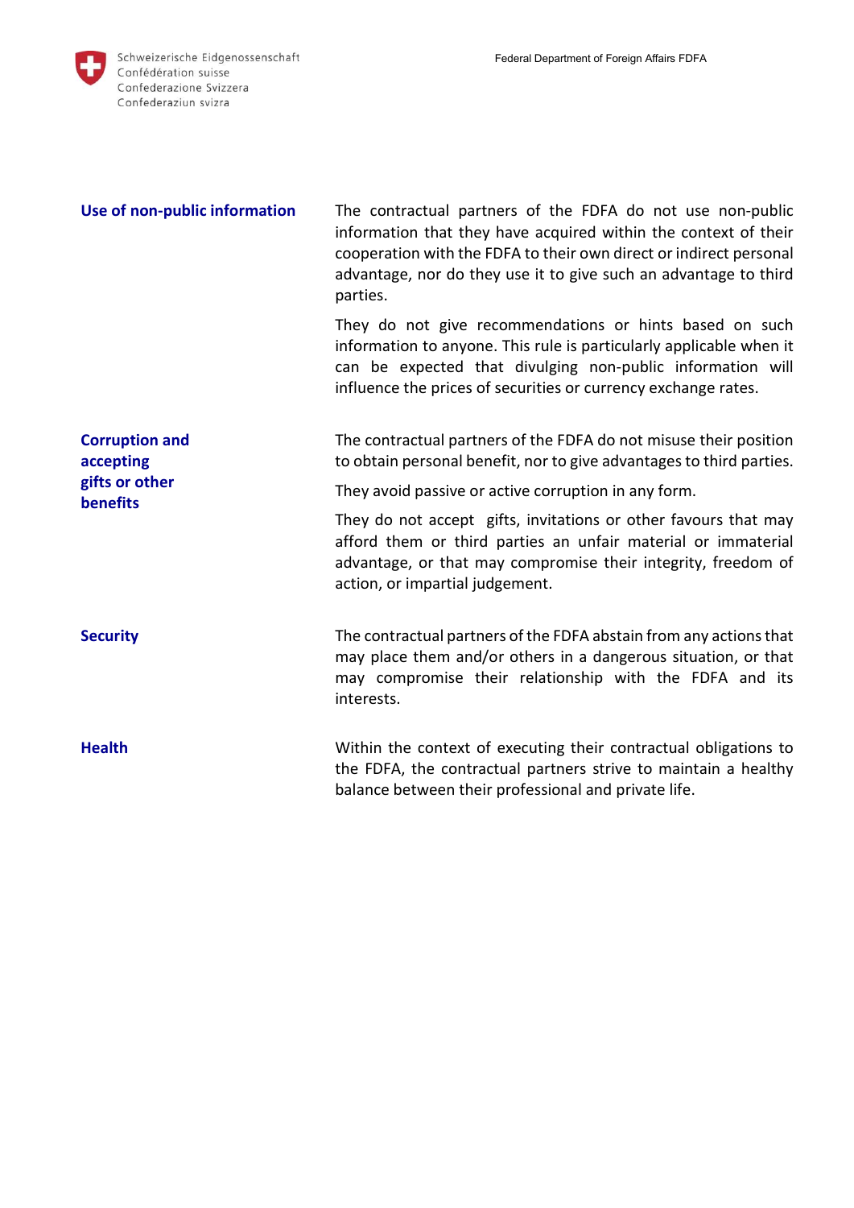### Use of non-public information

The contractual partners of the FDFA do not use non-public information that they have acquired within the context of their cooperation with the FDFA to their own direct or indirect personal advantage, nor do they use it to give such an advantage to third parties.

They do not give recommendations or hints based on such information to anyone. This rule is particularly applicable when it can be expected that divulging non-public information will influence the prices of securities or currency exchange rates.

### Corruption and accepting gifts or other benefits

The contractual partners of the FDFA do not misuse their position to obtain personal benefit, nor to give advantages to third parties.

They avoid passive or active corruption in any form.

They do not accept gifts, invitations or other favours that may afford them or third parties an unfair material or immaterial advantage, or that may compromise their integrity, freedom of action, or impartial judgement.

### Security

The contractual partners of the FDFA abstain from any actions that may place them and/or others in a dangerous situation, or that may compromise their relationship with the FDFA and its interests.

### Health

Within the context of executing their contractual obligations to the FDFA, the contractual partners strive to maintain a healthy balance between their professional and private life.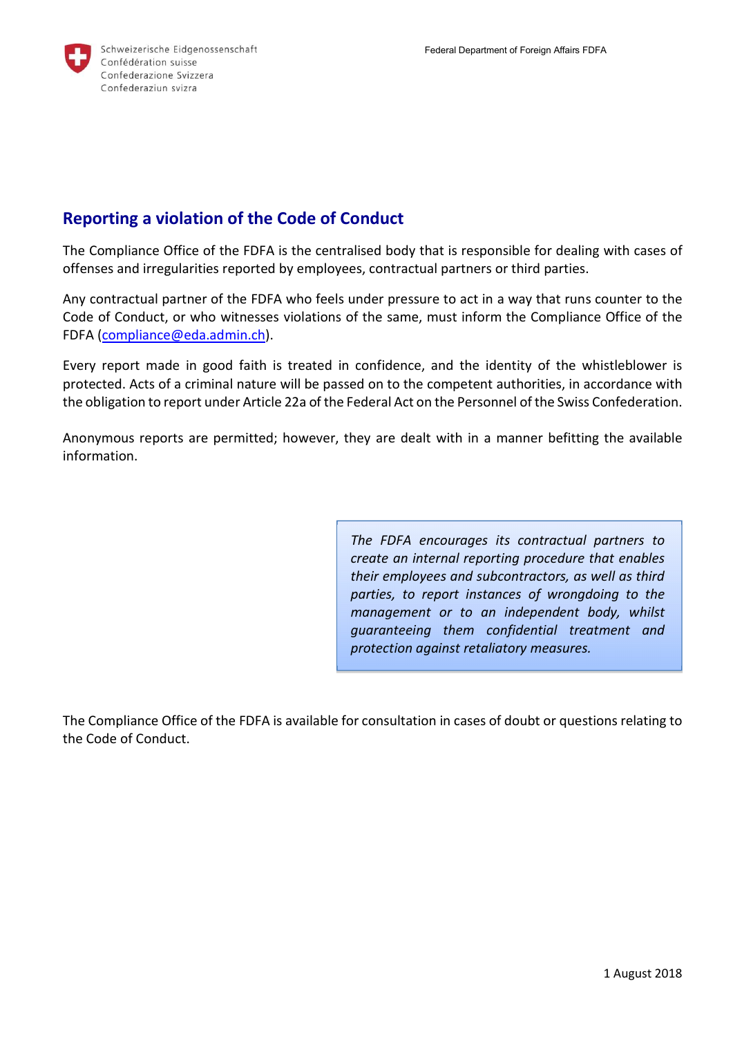## Reporting a violation of the Code of Conduct

The Compliance Office of the FDFA is the centralised body that is responsible for dealing with cases of offenses and irregularities reported by employees, contractual partners or third parties.

Any contractual partner of the FDFA who feels under pressure to act in a way that runs counter to the Code of Conduct, or who witnesses violations of the same, must inform the Compliance Office of the FDFA (compliance@eda.admin.ch).

Every report made in good faith is treated in confidence, and the identity of the whistleblower is protected. Acts of a criminal nature will be passed on to the competent authorities, in accordance with the obligation to report under Article 22a of the Federal Act on the Personnel of the Swiss Confederation.

Anonymous reports are permitted; however, they are dealt with in a manner befitting the available information.

*The FDFA encourages its contractual partners to create an internal reporting procedure that enables their employees and subcontractors, as well as third parties, to report instances of wrongdoing to the management or to an independent body, whilst guaranteeing them confidential treatment and protection against retaliatory measures.*

The Compliance Office of the FDFA is available for consultation in cases of doubt or questions relating to the Code of Conduct.

1 August 2018